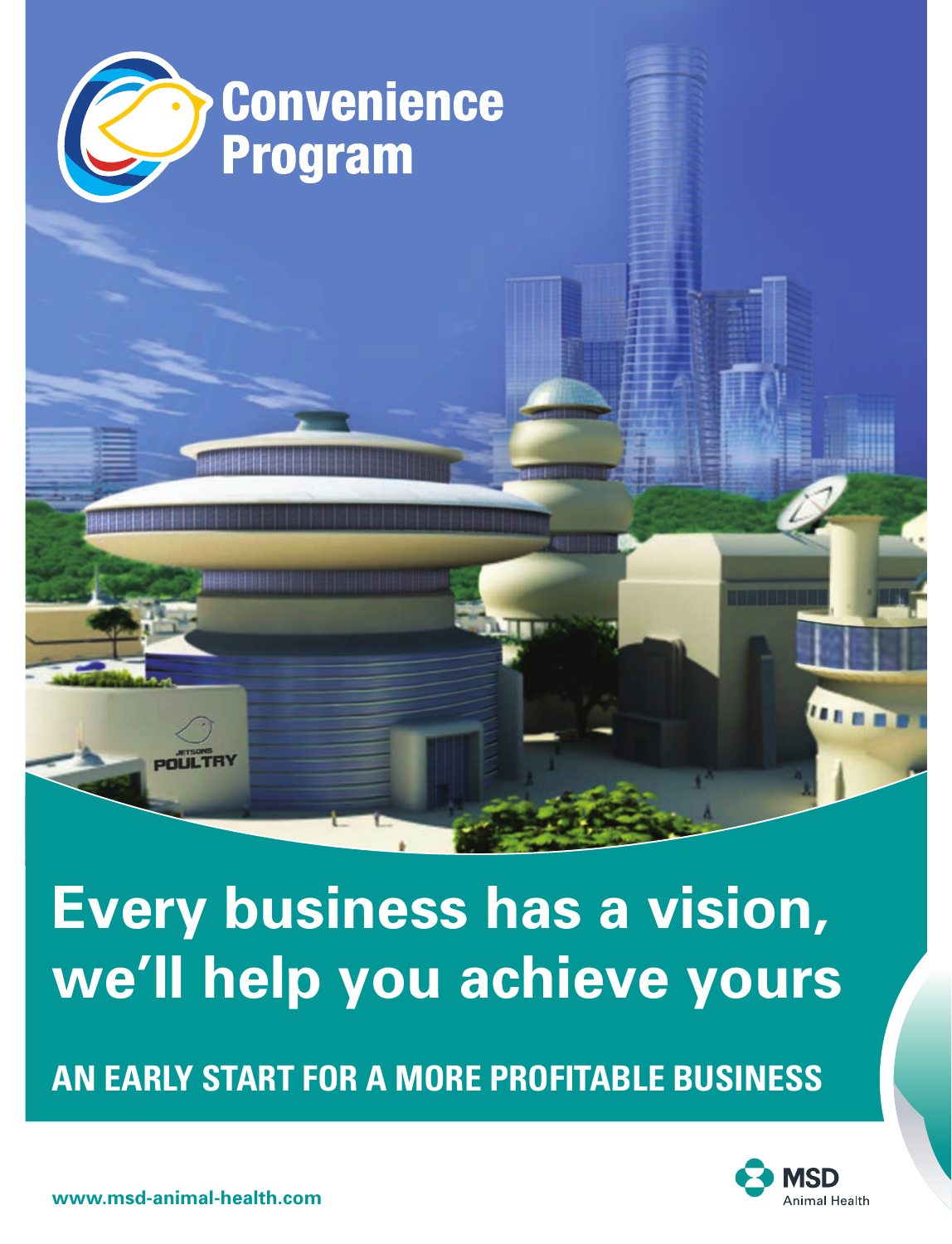# Convenience Program

## Every business has a vision, we'll help you achieve yours

### AN EARLY START FOR A MORE PROFITABLE BUSINESS

www.msd-animal-health.com

MSD Animal Health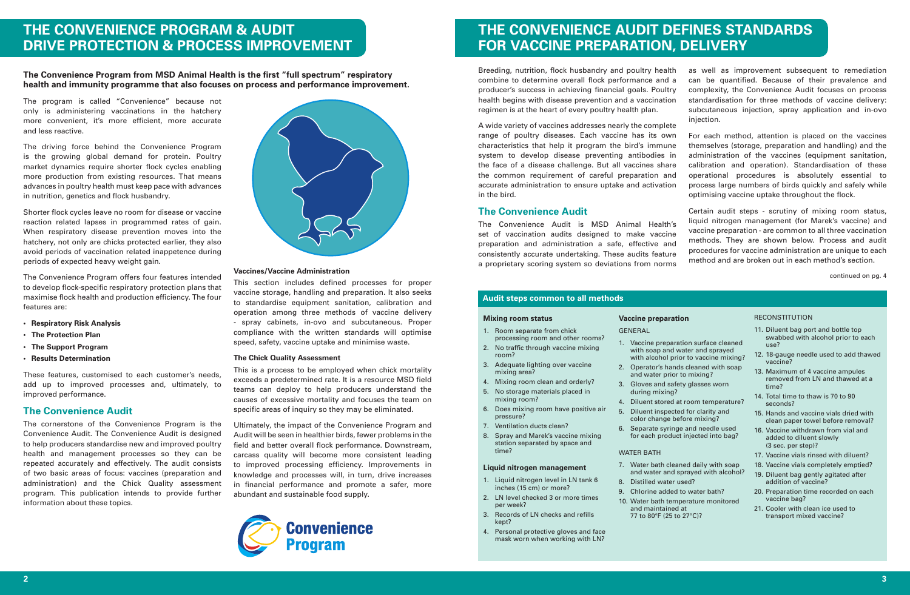# THE CONVENIENCE PROGRAM & AUDIT DRIVE PROTECTION & PROCESS IMPROVEMENT

**The Convenience Program from MSD Animal Health is the first "full spectrum" respiratory health and immunity programme that also focuses on process and performance improvement.**

The program is called "Convenience" because not only is administering vaccinations in the hatchery more convenient, it's more efficient, more accurate and less reactive.

The driving force behind the Convenience Program is the growing global demand for protein. Poultry market dynamics require shorter flock cycles enabling more production from existing resources. That means advances in poultry health must keep pace with advances in nutrition, genetics and flock husbandry.

Shorter flock cycles leave no room for disease or vaccine reaction related lapses in programmed rates of gain. When respiratory disease prevention moves into the hatchery, not only are chicks protected earlier, they also avoid periods of vaccination related inappetence during periods of expected heavy weight gain.

The Convenience Program offers four features intended to develop flock-specific respiratory protection plans that maximise flock health and production efficiency. The four features are:

- **Respiratory Risk Analysis**
- **The Protection Plan**
- **The Support Program**
- **Results Determination**

These features, customised to each customer's needs, add up to improved processes and, ultimately, to improved performance.

## The Convenience Audit

The cornerstone of the Convenience Program is the Convenience Audit. The Convenience Audit is designed to help producers standardise new and improved poultry health and management processes so they can be repeated accurately and effectively. The audit consists of two basic areas of focus: vaccines (preparation and administration) and the Chick Quality assessment program. This publication intends to provide further information about these topics.

### Vaccines/Vaccine Administration

This section includes defined processes for proper vaccine storage, handling and preparation. It also seeks to standardise equipment sanitation, calibration and operation among three methods of vaccine delivery - spray cabinets, in-ovo and subcutaneous. Proper compliance with the written standards will optimise speed, safety, vaccine uptake and minimise waste.

### The Chick Quality Assessment

This is a process to be employed when chick mortality exceeds a predetermined rate. It is a resource MSD field teams can deploy to help producers understand the causes of excessive mortality and focuses the team on specific areas of inquiry so they may be eliminated.

Ultimately, the impact of the Convenience Program and Audit will be seen in healthier birds, fewer problems in the field and better overall flock performance. Downstream, carcass quality will become more consistent leading to improved processing efficiency. Improvements in knowledge and processes will, in turn, drive increases in financial performance and promote a safer, more abundant and sustainable food supply.

Convenience Program

# THE CONVENIENCE AUDIT DEFINES STANDARDS FOR VACCINE PREPARATION, DELIVERY

Breeding, nutrition, flock husbandry and poultry health combine to determine overall flock performance and a producer's success in achieving financial goals. Poultry health begins with disease prevention and a vaccination regimen is at the heart of every poultry health plan.

A wide variety of vaccines addresses nearly the complete range of poultry diseases. Each vaccine has its own characteristics that help it program the bird's immune system to develop disease preventing antibodies in the face of a disease challenge. But all vaccines share the common requirement of careful preparation and accurate administration to ensure uptake and activation in the bird.

## The Convenience Audit

The Convenience Audit is MSD Animal Health's set of vaccination audits designed to make vaccine preparation and administration a safe, effective and consistently accurate undertaking. These audits feature a proprietary scoring system so deviations from norms as well as improvement subsequent to remediation can be quantified. Because of their prevalence and complexity, the Convenience Audit focuses on process standardisation for three methods of vaccine delivery: subcutaneous injection, spray application and in-ovo injection.

For each method, attention is placed on the vaccines themselves (storage, preparation and handling) and the administration of the vaccines (equipment sanitation, calibration and operation). Standardisation of these operational procedures is absolutely essential to process large numbers of birds quickly and safely while optimising vaccine uptake throughout the flock.

Certain audit steps - scrutiny of mixing room status, liquid nitrogen management (for Marek's vaccine) and vaccine preparation - are common to all three vaccination methods. They are shown below. Process and audit procedures for vaccine administration are unique to each method and are broken out in each method's section.

continued on pg. 4

### Audit steps common to all methods

**Mixing room status**

1. Room separate from chick processing room and other rooms?
2. No traffic through vaccine mixing room?
3. Adequate lighting over vaccine mixing area?
4. Mixing room clean and orderly?
5. No storage materials placed in mixing room?
6. Does mixing room have positive air pressure?
7. Ventilation ducts clean?
8. Spray and Marek's vaccine mixing station separated by space and time?

**Liquid nitrogen management**

1. Liquid nitrogen level in LN tank 6 inches (15 cm) or more?
2. LN level checked 3 or more times per week?
3. Records of LN checks and refills kept?
4. Personal protective gloves and face mask worn when working with LN?

**Vaccine preparation**

GENERAL

1. Vaccine preparation surface cleaned with soap and water and sprayed with alcohol prior to vaccine mixing?
2. Operator's hands cleaned with soap and water prior to mixing?
3. Gloves and safety glasses worn during mixing?
4. Diluent stored at room temperature?
5. Diluent inspected for clarity and color change before mixing?
6. Separate syringe and needle used for each product injected into bag?

WATER BATH

7. Water bath cleaned daily with soap and water and sprayed with alcohol?
8. Distilled water used?
9. Chlorine added to water bath?
10. Water bath temperature monitored and maintained at 77 to 80°F (25 to 27°C)?

RECONSTITUTION

11. Diluent bag port and bottle top swabbed with alcohol prior to each use?
12. 18-gauge needle used to add thawed vaccine?
13. Maximum of 4 vaccine ampules removed from LN and thawed at a time?
14. Total time to thaw is 70 to 90 seconds?
15. Hands and vaccine vials dried with clean paper towel before removal?
16. Vaccine withdrawn from vial and added to diluent slowly (3 sec. per step)?
17. Vaccine vials rinsed with diluent?
18. Vaccine vials completely emptied?
19. Diluent bag gently agitated after addition of vaccine?
20. Preparation time recorded on each vaccine bag?
21. Cooler with clean ice used to transport mixed vaccine?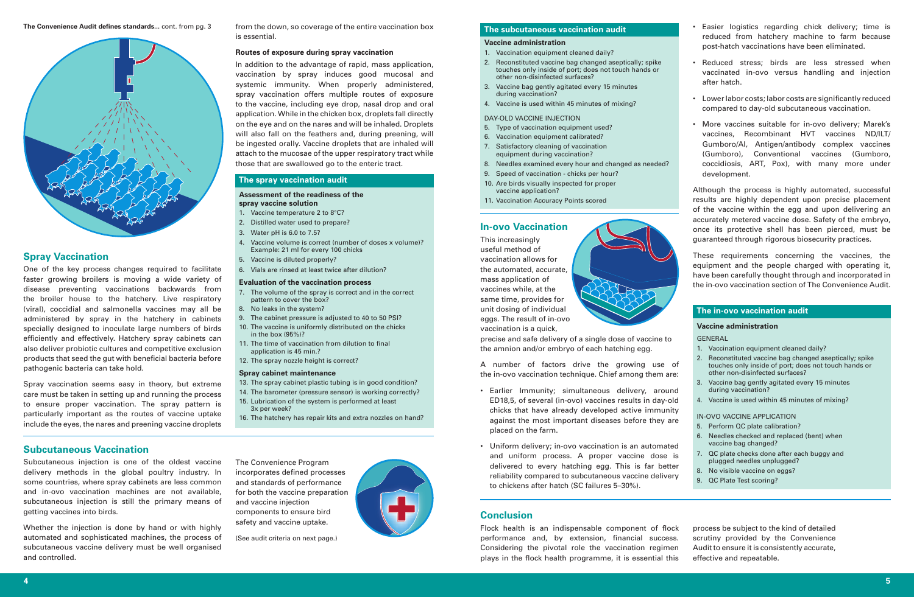**The Convenience Audit defines standards...** cont. from pg. 3

from the down, so coverage of the entire vaccination box is essential.

## Spray Vaccination

One of the key process changes required to facilitate faster growing broilers is moving a wide variety of disease preventing vaccinations backwards from the broiler house to the hatchery. Live respiratory (viral), coccidial and salmonella vaccines may all be administered by spray in the hatchery in cabinets specially designed to inoculate large numbers of birds efficiently and effectively. Hatchery spray cabinets can also deliver probiotic cultures and competitive exclusion products that seed the gut with beneficial bacteria before pathogenic bacteria can take hold.

Spray vaccination seems easy in theory, but extreme care must be taken in setting up and running the process to ensure proper vaccination. The spray pattern is particularly important as the routes of vaccine uptake include the eyes, the nares and preening vaccine droplets from the down, so coverage of the entire vaccination box is essential.

### Routes of exposure during spray vaccination

In addition to the advantage of rapid, mass application, vaccination by spray induces good mucosal and systemic immunity. When properly administered, spray vaccination offers multiple routes of exposure to the vaccine, including eye drop, nasal drop and oral application. While in the chicken box, droplets fall directly on the eye and on the nares and will be inhaled. Droplets will also fall on the feathers and, during preening, will be ingested orally. Vaccine droplets that are inhaled will attach to the mucosae of the upper respiratory tract while those that are swallowed go to the enteric tract.

### The spray vaccination audit

**Assessment of the readiness of the spray vaccine solution**

1. Vaccine temperature 2 to 8°C?
2. Distilled water used to prepare?
3. Water pH is 6.0 to 7.5?
4. Vaccine volume is correct (number of doses x volume)? Example: 21 ml for every 100 chicks
5. Vaccine is diluted properly?
6. Vials are rinsed at least twice after dilution?

**Evaluation of the vaccination process**

7. The volume of the spray is correct and in the correct pattern to cover the box?
8. No leaks in the system?
9. The cabinet pressure is adjusted to 40 to 50 PSI?
10. The vaccine is uniformly distributed on the chicks in the box (95%)?
11. The time of vaccination from dilution to final application is 45 min.?
12. The spray nozzle height is correct?

**Spray cabinet maintenance**

13. The spray cabinet plastic tubing is in good condition?
14. The barometer (pressure sensor) is working correctly?
15. Lubrication of the system is performed at least 3x per week?
16. The hatchery has repair kits and extra nozzles on hand?

## Subcutaneous Vaccination

Subcutaneous injection is one of the oldest vaccine delivery methods in the global poultry industry. In some countries, where spray cabinets are less common and in-ovo vaccination machines are not available, subcutaneous injection is still the primary means of getting vaccines into birds.

Whether the injection is done by hand or with highly automated and sophisticated machines, the process of subcutaneous vaccine delivery must be well organised and controlled.

The Convenience Program incorporates defined processes and standards of performance for both the vaccine preparation and vaccine injection components to ensure bird safety and vaccine uptake.

(See audit criteria on next page.)

### The subcutaneous vaccination audit

**Vaccine administration**

1. Vaccination equipment cleaned daily?
2. Reconstituted vaccine bag changed aseptically; spike touches only inside of port; does not touch hands or other non-disinfected surfaces?
3. Vaccine bag gently agitated every 15 minutes during vaccination?
4. Vaccine is used within 45 minutes of mixing?

DAY-OLD VACCINE INJECTION

5. Type of vaccination equipment used?
6. Vaccination equipment calibrated?
7. Satisfactory cleaning of vaccination equipment during vaccination?
8. Needles examined every hour and changed as needed?
9. Speed of vaccination - chicks per hour?
10. Are birds visually inspected for proper vaccine application?
11. Vaccination Accuracy Points scored

## In-ovo Vaccination

This increasingly useful method of vaccination allows for the automated, accurate, mass application of vaccines while, at the same time, provides for unit dosing of individual eggs. The result of in-ovo vaccination is a quick, precise and safe delivery of a single dose of vaccine to the amnion and/or embryo of each hatching egg.

A number of factors drive the growing use of the in-ovo vaccination technique. Chief among them are:

- Earlier Immunity; simultaneous delivery, around ED18,5, of several (in-ovo) vaccines results in day-old chicks that have already developed active immunity against the most important diseases before they are placed on the farm.
- Uniform delivery; in-ovo vaccination is an automated and uniform process. A proper vaccine dose is delivered to every hatching egg. This is far better reliability compared to subcutaneous vaccine delivery to chickens after hatch (SC failures 5–30%).
- Easier logistics regarding chick delivery; time is reduced from hatchery machine to farm because post-hatch vaccinations have been eliminated.
- Reduced stress; birds are less stressed when vaccinated in-ovo versus handling and injection after hatch.
- Lower labor costs; labor costs are significantly reduced compared to day-old subcutaneous vaccination.
- More vaccines suitable for in-ovo delivery; Marek's vaccines, Recombinant HVT vaccines ND/ILT/Gumboro/AI, Antigen/antibody complex vaccines (Gumboro), Conventional vaccines (Gumboro, coccidiosis, ART, Pox), with many more under development.

Although the process is highly automated, successful results are highly dependent upon precise placement of the vaccine within the egg and upon delivering an accurately metered vaccine dose. Safety of the embryo, once its protective shell has been pierced, must be guaranteed through rigorous biosecurity practices.

These requirements concerning the vaccines, the equipment and the people charged with operating it, have been carefully thought through and incorporated in the in-ovo vaccination section of The Convenience Audit.

### The in-ovo vaccination audit

**Vaccine administration**

GENERAL

1. Vaccination equipment cleaned daily?
2. Reconstituted vaccine bag changed aseptically; spike touches only inside of port; does not touch hands or other non-disinfected surfaces?
3. Vaccine bag gently agitated every 15 minutes during vaccination?
4. Vaccine is used within 45 minutes of mixing?

IN-OVO VACCINE APPLICATION

5. Perform QC plate calibration?
6. Needles checked and replaced (bent) when vaccine bag changed?
7. QC plate checks done after each buggy and plugged needles unplugged?
8. No visible vaccine on eggs?
9. QC Plate Test scoring?

## Conclusion

Flock health is an indispensable component of flock performance and, by extension, financial success. Considering the pivotal role the vaccination regimen plays in the flock health programme, it is essential this process be subject to the kind of detailed scrutiny provided by the Convenience Audit to ensure it is consistently accurate, effective and repeatable.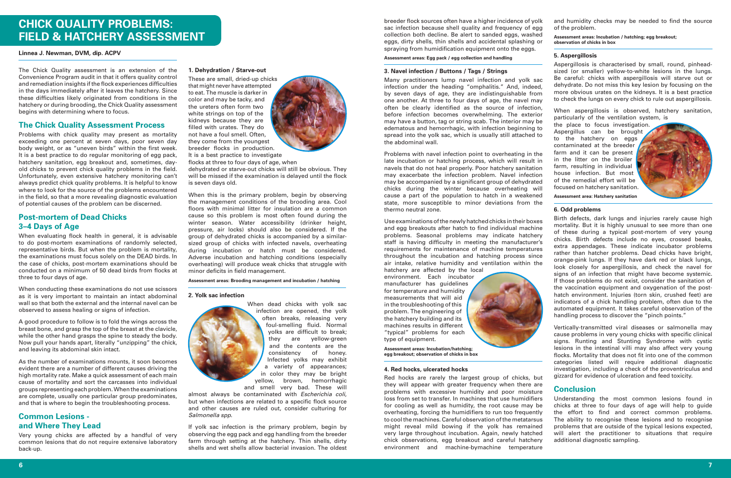# CHICK QUALITY PROBLEMS: FIELD & HATCHERY ASSESSMENT

**Linnea J. Newman, DVM, dip. ACPV**

The Chick Quality assessment is an extension of the Convenience Program audit in that it offers quality control and remediation insights if the flock experiences difficulties in the days immediately after it leaves the hatchery. Since these difficulties likely originated from conditions in the hatchery or during brooding, the Chick Quality assessment begins with determining where to focus.

## The Chick Quality Assessment Process

Problems with chick quality may present as mortality exceeding one percent at seven days, poor seven day body weight, or as "uneven birds" within the first week. It is a best practice to do regular monitoring of egg pack, hatchery sanitation, egg breakout and, sometimes, day-old chicks to prevent chick quality problems in the field. Unfortunately, even extensive hatchery monitoring can't always predict chick quality problems. It is helpful to know where to look for the source of the problems encountered in the field, so that a more revealing diagnostic evaluation of potential causes of the problem can be discerned.

## Post-mortem of Dead Chicks 3–4 Days of Age

When evaluating flock health in general, it is advisable to do post-mortem examinations of randomly selected, representative birds. But when the problem is mortality, the examinations must focus solely on the DEAD birds. In the case of chicks, post-mortem examinations should be conducted on a minimum of 50 dead birds from flocks at three to four days of age.

When conducting these examinations do not use scissors as it is very important to maintain an intact abdominal wall so that both the external and the internal navel can be observed to assess healing or signs of infection.

A good procedure to follow is to fold the wings across the breast bone, and grasp the top of the breast at the clavicle, while the other hand grasps the spine to steady the body. Now pull your hands apart, literally "unzipping" the chick, and leaving its abdominal skin intact.

As the number of examinations mounts, it soon becomes evident there are a number of different causes driving the high mortality rate. Make a quick assessment of each main cause of mortality and sort the carcasses into individual groups representing each problem. When the examinations are complete, usually one particular group predominates, and that is where to begin the troubleshooting process.

## Common Lesions - and Where They Lead

Very young chicks are affected by a handful of very common lesions that do not require extensive laboratory back-up.

### 1. Dehydration / Starve-out

These are small, dried-up chicks that might never have attempted to eat. The muscle is darker in color and may be tacky, and the ureters often form two white strings on top of the kidneys because they are filled with urates. They do not have a foul smell. Often, they come from the youngest breeder flocks in production. It is a best practice to investigate flocks at three to four days of age, when dehydrated or starve-out chicks will still be obvious. They will be missed if the examination is delayed until the flock is seven days old.

When this is the primary problem, begin by observing the management conditions of the brooding area. Cool floors with minimal litter for insulation are a common cause so this problem is most often found during the winter season. Water accessibility (drinker height, pressure, air locks) should also be considered. If the group of dehydrated chicks is accompanied by a similar-sized group of chicks with infected navels, overheating during incubation or hatch must be considered. Adverse incubation and hatching conditions (especially overheating) will produce weak chicks that struggle with minor deficits in field management.

**Assessment areas: Brooding management and incubation / hatching**

### 2. Yolk sac infection

When dead chicks with yolk sac infection are opened, the yolk often breaks, releasing very foul-smelling fluid. Normal yolks are difficult to break; they are yellow-green and the contents are the consistency of honey. Infected yolks may exhibit a variety of appearances; in color they may be bright yellow, brown, hemorrhagic and smell very bad. These will almost always be contaminated with *Escherichia coli*, but when infections are related to a specific flock source and other causes are ruled out, consider culturing for *Salmonella spp.*

If yolk sac infection is the primary problem, begin by observing the egg pack and egg handling from the breeder farm through setting at the hatchery. Thin shells, dirty shells and wet shells allow bacterial invasion. The oldest breeder flock sources often have a higher incidence of yolk sac infection because shell quality and frequency of egg collection both decline. Be alert to sanded eggs, washed eggs, dirty shells, thin shells and accidental splashing or spraying from humidification equipment onto the eggs.

**Assessment areas: Egg pack / egg collection and handling**

### 3. Navel infection / Buttons / Tags / Strings

Many practitioners lump navel infection and yolk sac infection under the heading "omphalitis." And, indeed, by seven days of age, they are indistinguishable from one another. At three to four days of age, the navel may often be clearly identified as the source of infection, before infection becomes overwhelming. The exterior may have a button, tag or string scab. The interior may be edematous and hemorrhagic, with infection beginning to spread into the yolk sac, which is usually still attached to the abdominal wall.

Problems with navel infection point to overheating in the late incubation or hatching process, which will result in navels that do not heal properly. Poor hatchery sanitation may exacerbate the infection problem. Navel infection may be accompanied by a significant group of dehydrated chicks during the winter because overheating will cause a part of the population to hatch in a weakened state, more susceptible to minor deviations from the thermo neutral zone.

Use examinations of the newly hatched chicks in their boxes and egg breakouts after hatch to find individual machine problems. Seasonal problems may indicate hatchery staff is having difficulty in meeting the manufacturer's requirements for maintenance of machine temperatures throughout the incubation and hatching process since air intake, relative humidity and ventilation within the hatchery are affected by the local environment. Each incubator manufacturer has guidelines for temperature and humidity measurements that will aid in the troubleshooting of this problem. The engineering of the hatchery building and its machines results in different "typical" problems for each type of equipment.

**Assessment areas: Incubation/hatching; egg breakout; observation of chicks in box**

### 4. Red hocks, ulcerated hocks

Red hocks are rarely the largest group of chicks, but they will appear with greater frequency when there are problems with excessive humidity and poor moisture loss from set to transfer. In machines that use humidifiers for cooling as well as humidity, the root cause may be overheating, forcing the humidifiers to run too frequently to cool the machines. Careful observation of the metatarsus might reveal mild bowing if the yolk has remained very large throughout incubation. Again, newly hatched chick observations, egg breakout and careful hatchery environment and machine-bymachine temperature and humidity checks may be needed to find the source of the problem.

**Assessment areas: Incubation / hatching; egg breakout; observation of chicks in box**

### 5. Aspergillosis

Aspergillosis is characterised by small, round, pinhead-sized (or smaller) yellow-to-white lesions in the lungs. Be careful: chicks with aspergillosis will starve out or dehydrate. Do not miss this key lesion by focusing on the more obvious urates on the kidneys. It is a best practice to check the lungs on every chick to rule out aspergillosis.

When aspergillosis is observed, hatchery sanitation, particularly of the ventilation system, is the place to focus investigation. Aspergillus can be brought to the hatchery on eggs contaminated at the breeder farm and it can be present in the litter on the broiler farm, resulting in individual house infection. But most of the remedial effort will be focused on hatchery sanitation.

**Assessment area: Hatchery sanitation**

### 6. Odd problems

Birth defects, dark lungs and injuries rarely cause high mortality. But it is highly unusual to see more than one of these during a typical post-mortem of very young chicks. Birth defects include no eyes, crossed beaks, extra appendages. These indicate incubator problems rather than hatcher problems. Dead chicks have bright, orange-pink lungs. If they have dark red or black lungs, look closely for aspergillosis, and check the navel for signs of an infection that might have become systemic. If those problems do not exist, consider the sanitation of the vaccination equipment and oxygenation of the post-hatch environment. Injuries (torn skin, crushed feet) are indicators of a chick handling problem, often due to the automated equipment. It takes careful observation of the handling process to discover the "pinch points."

Vertically-transmitted viral diseases or salmonella may cause problems in very young chicks with specific clinical signs. Runting and Stunting Syndrome with cystic lesions in the intestinal villi may also affect very young flocks. Mortality that does not fit into one of the common categories listed will require additional diagnostic investigation, including a check of the proventriculus and gizzard for evidence of ulceration and feed toxicity.

## Conclusion

Understanding the most common lesions found in chicks at three to four days of age will help to guide the effort to find and correct common problems. The ability to recognise these lesions and to recognise problems that are outside of the typical lesions expected, will alert the practitioner to situations that require additional diagnostic sampling.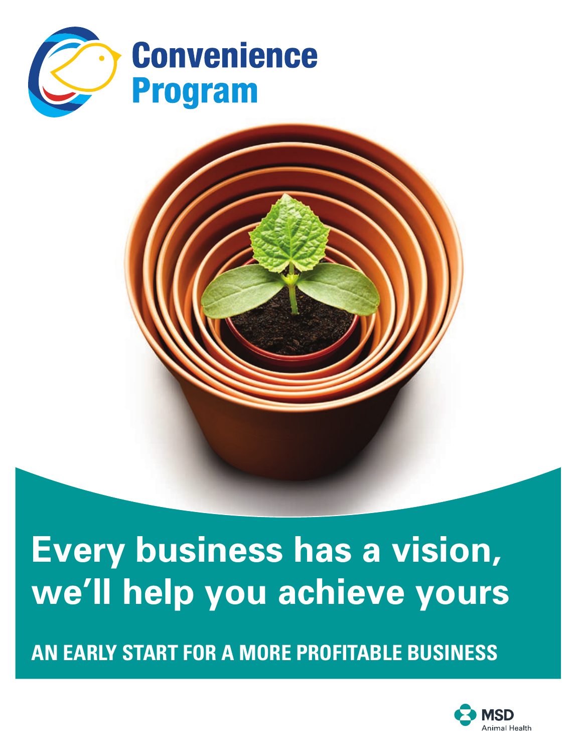# Convenience Program

## Every business has a vision, we'll help you achieve yours

**AN EARLY START FOR A MORE PROFITABLE BUSINESS**

MSD Animal Health